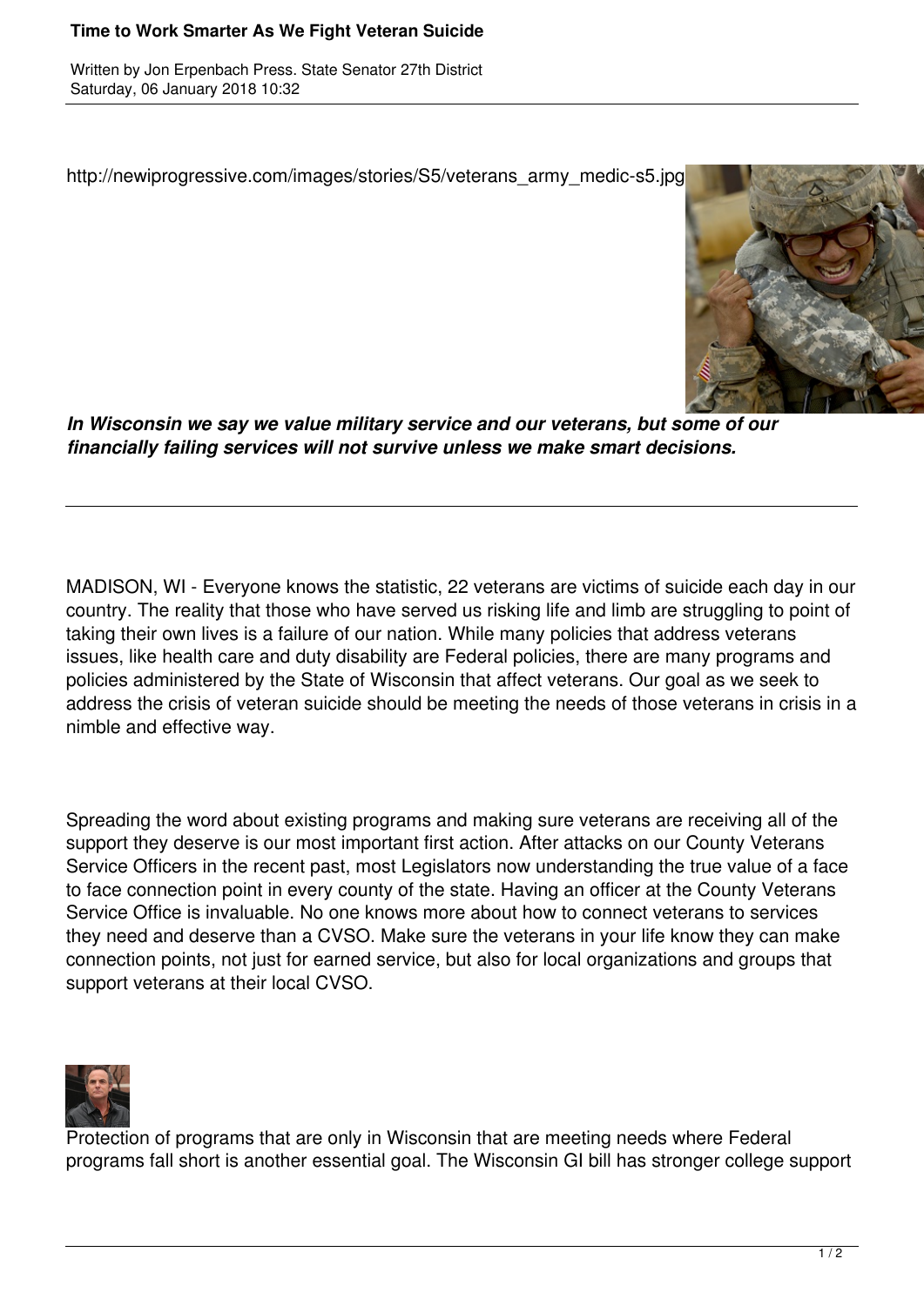# Time to Work Smarter As We Fight Veteran Suicide

Written by Jon Erpenbach Press. State Senator 27th District
Saturday, 06 January 2018 10:32

http://newiprogressive.com/images/stories/S5/veterans_army_medic-s5.jpg

***In Wisconsin we say we value military service and our veterans, but some of our financially failing services will not survive unless we make smart decisions.***

---

MADISON, WI - Everyone knows the statistic, 22 veterans are victims of suicide each day in our country. The reality that those who have served us risking life and limb are struggling to point of taking their own lives is a failure of our nation. While many policies that address veterans issues, like health care and duty disability are Federal policies, there are many programs and policies administered by the State of Wisconsin that affect veterans. Our goal as we seek to address the crisis of veteran suicide should be meeting the needs of those veterans in crisis in a nimble and effective way.

Spreading the word about existing programs and making sure veterans are receiving all of the support they deserve is our most important first action. After attacks on our County Veterans Service Officers in the recent past, most Legislators now understanding the true value of a face to face connection point in every county of the state. Having an officer at the County Veterans Service Office is invaluable. No one knows more about how to connect veterans to services they need and deserve than a CVSO. Make sure the veterans in your life know they can make connection points, not just for earned service, but also for local organizations and groups that support veterans at their local CVSO.

Protection of programs that are only in Wisconsin that are meeting needs where Federal programs fall short is another essential goal. The Wisconsin GI bill has stronger college support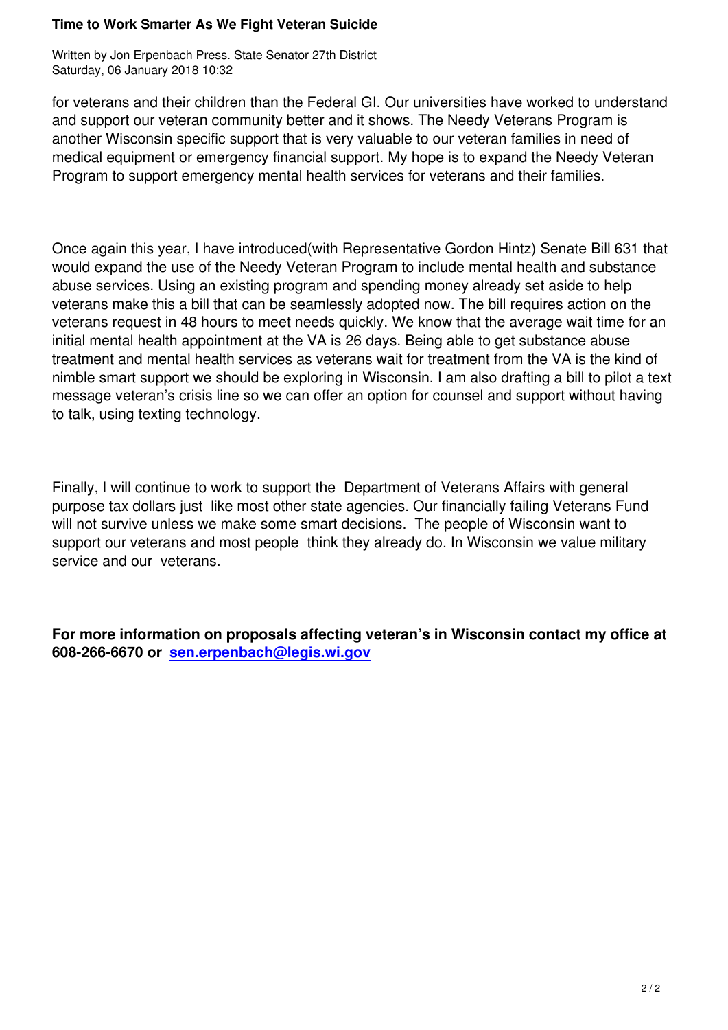for veterans and their children than the Federal GI. Our universities have worked to understand and support our veteran community better and it shows. The Needy Veterans Program is another Wisconsin specific support that is very valuable to our veteran families in need of medical equipment or emergency financial support. My hope is to expand the Needy Veteran Program to support emergency mental health services for veterans and their families.

Once again this year, I have introduced(with Representative Gordon Hintz) Senate Bill 631 that would expand the use of the Needy Veteran Program to include mental health and substance abuse services. Using an existing program and spending money already set aside to help veterans make this a bill that can be seamlessly adopted now. The bill requires action on the veterans request in 48 hours to meet needs quickly. We know that the average wait time for an initial mental health appointment at the VA is 26 days. Being able to get substance abuse treatment and mental health services as veterans wait for treatment from the VA is the kind of nimble smart support we should be exploring in Wisconsin. I am also drafting a bill to pilot a text message veteran's crisis line so we can offer an option for counsel and support without having to talk, using texting technology.

Finally, I will continue to work to support the Department of Veterans Affairs with general purpose tax dollars just like most other state agencies. Our financially failing Veterans Fund will not survive unless we make some smart decisions. The people of Wisconsin want to support our veterans and most people think they already do. In Wisconsin we value military service and our veterans.

**For more information on proposals affecting veteran's in Wisconsin contact my office at 608-266-6670 or [sen.erpenbach@legis.wi.gov](mailto:sen.erpenbach@legis.wi.gov)**